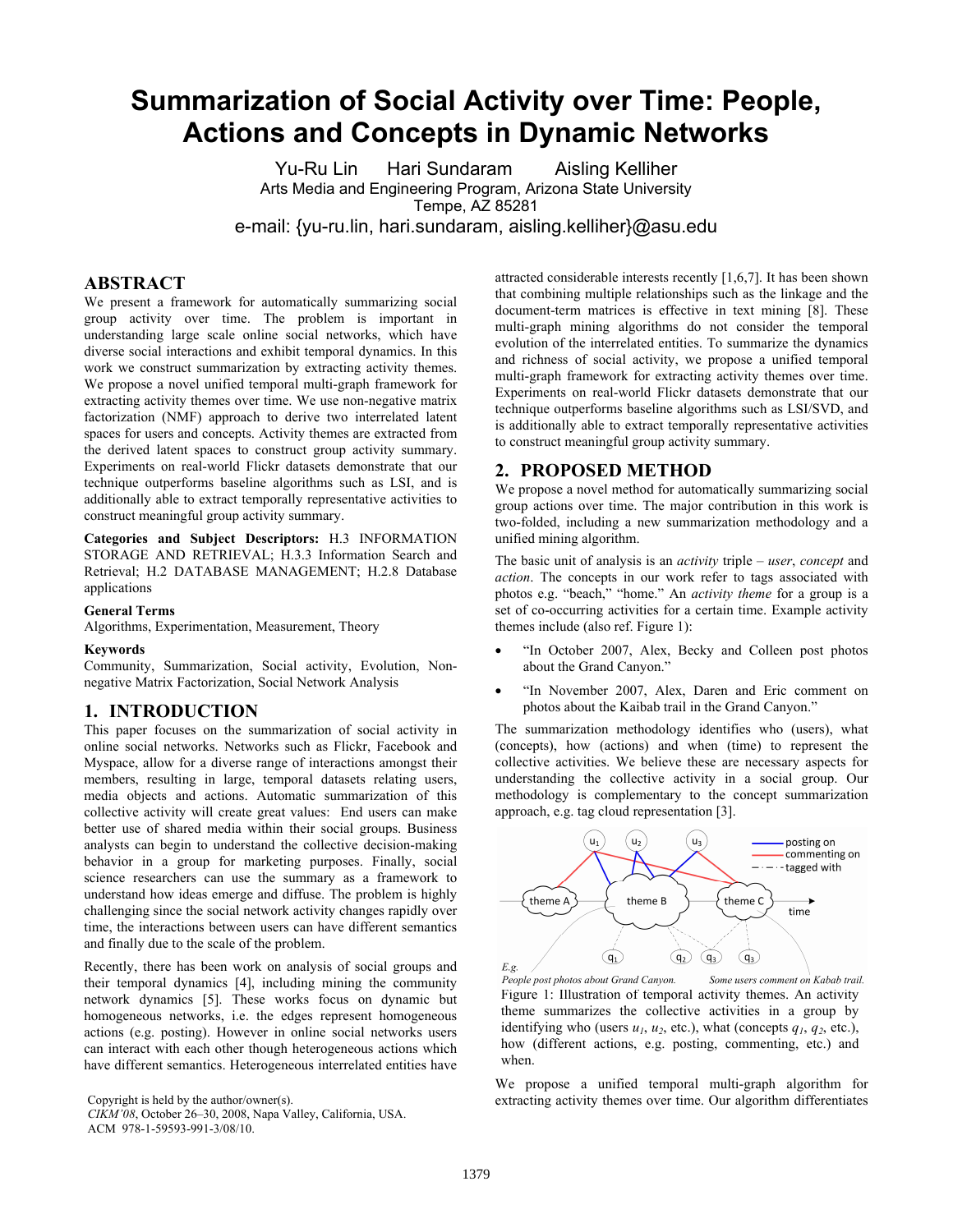# Summarization of Social Activity over Time: People, Actions and Concepts in Dynamic Networks

Yu-Ru Lin  Hari Sundaram  Aisling Kelliher

Arts Media and Engineering Program, Arizona State University
Tempe, AZ 85281

e-mail: {yu-ru.lin, hari.sundaram, aisling.kelliher}@asu.edu

## ABSTRACT

We present a framework for automatically summarizing social group activity over time. The problem is important in understanding large scale online social networks, which have diverse social interactions and exhibit temporal dynamics. In this work we construct summarization by extracting activity themes. We propose a novel unified temporal multi-graph framework for extracting activity themes over time. We use non-negative matrix factorization (NMF) approach to derive two interrelated latent spaces for users and concepts. Activity themes are extracted from the derived latent spaces to construct group activity summary. Experiments on real-world Flickr datasets demonstrate that our technique outperforms baseline algorithms such as LSI, and is additionally able to extract temporally representative activities to construct meaningful group activity summary.

**Categories and Subject Descriptors:** H.3 INFORMATION STORAGE AND RETRIEVAL; H.3.3 Information Search and Retrieval; H.2 DATABASE MANAGEMENT; H.2.8 Database applications

**General Terms**

Algorithms, Experimentation, Measurement, Theory

**Keywords**

Community, Summarization, Social activity, Evolution, Non-negative Matrix Factorization, Social Network Analysis

## 1. INTRODUCTION

This paper focuses on the summarization of social activity in online social networks. Networks such as Flickr, Facebook and Myspace, allow for a diverse range of interactions amongst their members, resulting in large, temporal datasets relating users, media objects and actions. Automatic summarization of this collective activity will create great values: End users can make better use of shared media within their social groups. Business analysts can begin to understand the collective decision-making behavior in a group for marketing purposes. Finally, social science researchers can use the summary as a framework to understand how ideas emerge and diffuse. The problem is highly challenging since the social network activity changes rapidly over time, the interactions between users can have different semantics and finally due to the scale of the problem.

Recently, there has been work on analysis of social groups and their temporal dynamics [4], including mining the community network dynamics [5]. These works focus on dynamic but homogeneous networks, i.e. the edges represent homogeneous actions (e.g. posting). However in online social networks users can interact with each other though heterogeneous actions which have different semantics. Heterogeneous interrelated entities have attracted considerable interests recently [1,6,7]. It has been shown that combining multiple relationships such as the linkage and the document-term matrices is effective in text mining [8]. These multi-graph mining algorithms do not consider the temporal evolution of the interrelated entities. To summarize the dynamics and richness of social activity, we propose a unified temporal multi-graph framework for extracting activity themes over time. Experiments on real-world Flickr datasets demonstrate that our technique outperforms baseline algorithms such as LSI/SVD, and is additionally able to extract temporally representative activities to construct meaningful group activity summary.

Copyright is held by the author/owner(s).
*CIKM'08*, October 26–30, 2008, Napa Valley, California, USA.
ACM 978-1-59593-991-3/08/10.

## 2. PROPOSED METHOD

We propose a novel method for automatically summarizing social group actions over time. The major contribution in this work is two-folded, including a new summarization methodology and a unified mining algorithm.

The basic unit of analysis is an *activity* triple – *user*, *concept* and *action*. The concepts in our work refer to tags associated with photos e.g. "beach," "home." An *activity theme* for a group is a set of co-occurring activities for a certain time. Example activity themes include (also ref. Figure 1):

- "In October 2007, Alex, Becky and Colleen post photos about the Grand Canyon."
- "In November 2007, Alex, Daren and Eric comment on photos about the Kaibab trail in the Grand Canyon."

The summarization methodology identifies who (users), what (concepts), how (actions) and when (time) to represent the collective activities. We believe these are necessary aspects for understanding the collective activity in a social group. Our methodology is complementary to the concept summarization approach, e.g. tag cloud representation [3].

Figure 1: Illustration of temporal activity themes. An activity theme summarizes the collective activities in a group by identifying who (users $u_1$, $u_2$, etc.), what (concepts $q_1$, $q_2$, etc.), how (different actions, e.g. posting, commenting, etc.) and when.

We propose a unified temporal multi-graph algorithm for extracting activity themes over time. Our algorithm differentiates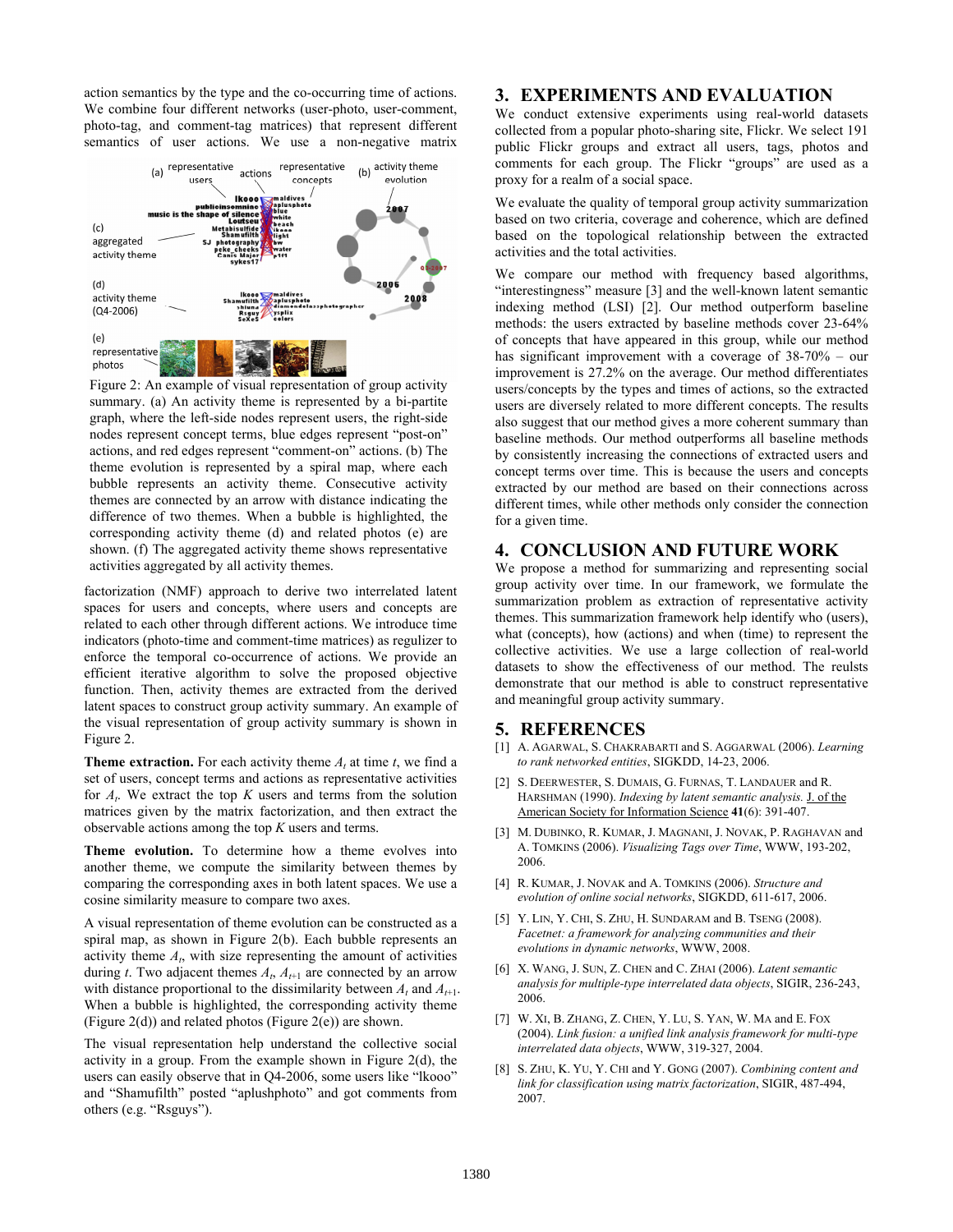action semantics by the type and the co-occurring time of actions. We combine four different networks (user-photo, user-comment, photo-tag, and comment-tag matrices) that represent different semantics of user actions. We use a non-negative matrix factorization (NMF) approach to derive two interrelated latent spaces for users and concepts, where users and concepts are related to each other through different actions. We introduce time indicators (photo-time and comment-time matrices) as regulizer to enforce the temporal co-occurrence of actions. We provide an efficient iterative algorithm to solve the proposed objective function. Then, activity themes are extracted from the derived latent spaces to construct group activity summary. An example of the visual representation of group activity summary is shown in Figure 2.

(a) representative users, actions, representative concepts
(b) activity theme evolution
(c) aggregated activity theme
(d) activity theme (Q4-2006)
(e) representative photos
2007
Q4-2007
2006
2008

Figure 2: An example of visual representation of group activity summary. (a) An activity theme is represented by a bi-partite graph, where the left-side nodes represent users, the right-side nodes represent concept terms, blue edges represent "post-on" actions, and red edges represent "comment-on" actions. (b) The theme evolution is represented by a spiral map, where each bubble represents an activity theme. Consecutive activity themes are connected by an arrow with distance indicating the difference of two themes. When a bubble is highlighted, the corresponding activity theme (d) and related photos (e) are shown. (f) The aggregated activity theme shows representative activities aggregated by all activity themes.

**Theme extraction.** For each activity theme $A_t$ at time $t$, we find a set of users, concept terms and actions as representative activities for $A_t$. We extract the top $K$ users and terms from the solution matrices given by the matrix factorization, and then extract the observable actions among the top $K$ users and terms.

**Theme evolution.** To determine how a theme evolves into another theme, we compute the similarity between themes by comparing the corresponding axes in both latent spaces. We use a cosine similarity measure to compare two axes.

A visual representation of theme evolution can be constructed as a spiral map, as shown in Figure 2(b). Each bubble represents an activity theme $A_t$, with size representing the amount of activities during $t$. Two adjacent themes $A_t$, $A_{t+1}$ are connected by an arrow with distance proportional to the dissimilarity between $A_t$ and $A_{t+1}$. When a bubble is highlighted, the corresponding activity theme (Figure 2(d)) and related photos (Figure 2(e)) are shown.

The visual representation help understand the collective social activity in a group. From the example shown in Figure 2(d), the users can easily observe that in Q4-2006, some users like "lkooo" and "Shamufilth" posted "aplushphoto" and got comments from others (e.g. "Rsguys").

## 3. EXPERIMENTS AND EVALUATION

We conduct extensive experiments using real-world datasets collected from a popular photo-sharing site, Flickr. We select 191 public Flickr groups and extract all users, tags, photos and comments for each group. The Flickr "groups" are used as a proxy for a realm of a social space.

We evaluate the quality of temporal group activity summarization based on two criteria, coverage and coherence, which are defined based on the topological relationship between the extracted activities and the total activities.

We compare our method with frequency based algorithms, "interestingness" measure [3] and the well-known latent semantic indexing method (LSI) [2]. Our method outperform baseline methods: the users extracted by baseline methods cover 23-64% of concepts that have appeared in this group, while our method has significant improvement with a coverage of 38-70% – our improvement is 27.2% on the average. Our method differentiates users/concepts by the types and times of actions, so the extracted users are diversely related to more different concepts. The results also suggest that our method gives a more coherent summary than baseline methods. Our method outperforms all baseline methods by consistently increasing the connections of extracted users and concept terms over time. This is because the users and concepts extracted by our method are based on their connections across different times, while other methods only consider the connection for a given time.

## 4. CONCLUSION AND FUTURE WORK

We propose a method for summarizing and representing social group activity over time. In our framework, we formulate the summarization problem as extraction of representative activity themes. This summarization framework help identify who (users), what (concepts), how (actions) and when (time) to represent the collective activities. We use a large collection of real-world datasets to show the effectiveness of our method. The reulsts demonstrate that our method is able to construct representative and meaningful group activity summary.

## 5. REFERENCES

[1] A. Agarwal, S. Chakrabarti and S. Aggarwal (2006). *Learning to rank networked entities*, SIGKDD, 14-23, 2006.

[2] S. Deerwester, S. Dumais, G. Furnas, T. Landauer and R. Harshman (1990). *Indexing by latent semantic analysis.* J. of the American Society for Information Science **41**(6): 391-407.

[3] M. Dubinko, R. Kumar, J. Magnani, J. Novak, P. Raghavan and A. Tomkins (2006). *Visualizing Tags over Time*, WWW, 193-202, 2006.

[4] R. Kumar, J. Novak and A. Tomkins (2006). *Structure and evolution of online social networks*, SIGKDD, 611-617, 2006.

[5] Y. Lin, Y. Chi, S. Zhu, H. Sundaram and B. Tseng (2008). *Facetnet: a framework for analyzing communities and their evolutions in dynamic networks*, WWW, 2008.

[6] X. Wang, J. Sun, Z. Chen and C. Zhai (2006). *Latent semantic analysis for multiple-type interrelated data objects*, SIGIR, 236-243, 2006.

[7] W. Xi, B. Zhang, Z. Chen, Y. Lu, S. Yan, W. Ma and E. Fox (2004). *Link fusion: a unified link analysis framework for multi-type interrelated data objects*, WWW, 319-327, 2004.

[8] S. Zhu, K. Yu, Y. Chi and Y. Gong (2007). *Combining content and link for classification using matrix factorization*, SIGIR, 487-494, 2007.